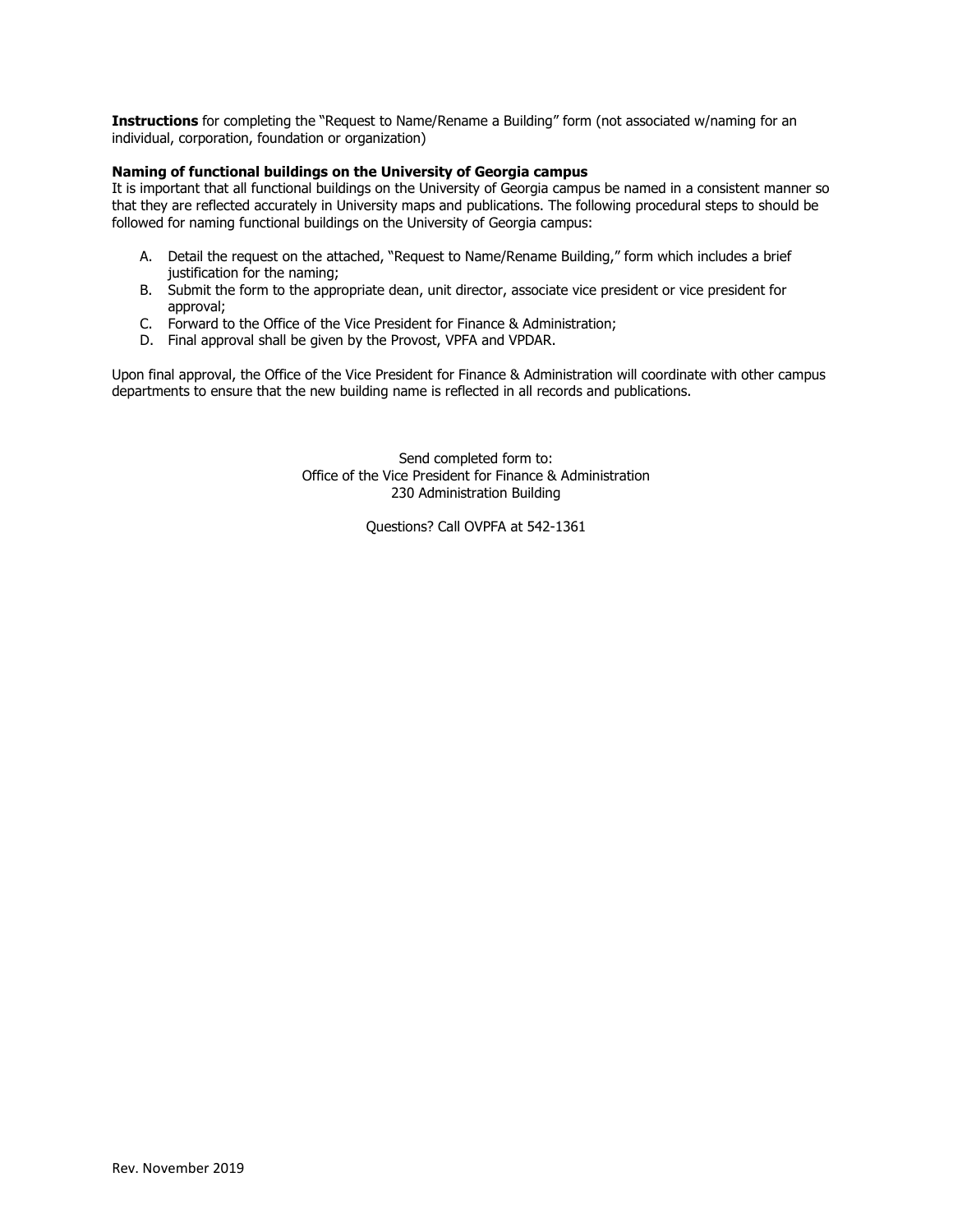**Instructions** for completing the "Request to Name/Rename a Building" form (not associated w/naming for an individual, corporation, foundation or organization)

**Naming of functional buildings on the University of Georgia campus**

It is important that all functional buildings on the University of Georgia campus be named in a consistent manner so that they are reflected accurately in University maps and publications. The following procedural steps to should be followed for naming functional buildings on the University of Georgia campus:

A. Detail the request on the attached, "Request to Name/Rename Building," form which includes a brief justification for the naming;
B. Submit the form to the appropriate dean, unit director, associate vice president or vice president for approval;
C. Forward to the Office of the Vice President for Finance & Administration;
D. Final approval shall be given by the Provost, VPFA and VPDAR.

Upon final approval, the Office of the Vice President for Finance & Administration will coordinate with other campus departments to ensure that the new building name is reflected in all records and publications.

Send completed form to:
Office of the Vice President for Finance & Administration
230 Administration Building

Questions? Call OVPFA at 542-1361

Rev. November 2019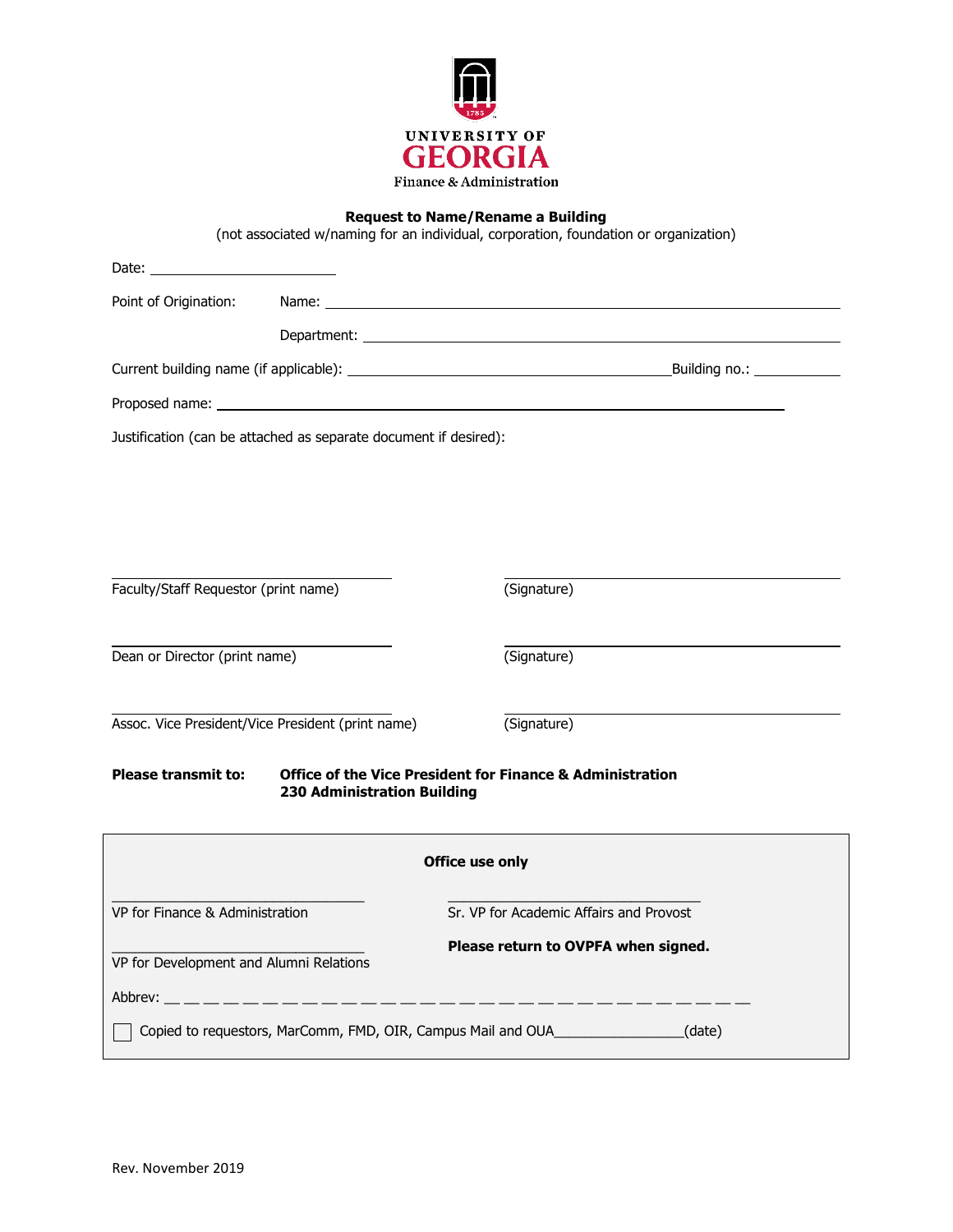UNIVERSITY OF
GEORGIA
Finance & Administration

**Request to Name/Rename a Building**
(not associated w/naming for an individual, corporation, foundation or organization)

Date: ______________________

Point of Origination: Name: ______________________________________________

Department: ______________________________________________

Current building name (if applicable): ______________________________ Building no.: __________

Proposed name: ______________________________________________

Justification (can be attached as separate document if desired):

______________________________ ______________________________
Faculty/Staff Requestor (print name) (Signature)

______________________________ ______________________________
Dean or Director (print name) (Signature)

______________________________ ______________________________
Assoc. Vice President/Vice President (print name) (Signature)

**Please transmit to:** **Office of the Vice President for Finance & Administration**
**230 Administration Building**

**Office use only**

______________________________ ______________________________
VP for Finance & Administration Sr. VP for Academic Affairs and Provost

______________________________
VP for Development and Alumni Relations

**Please return to OVPFA when signed.**

Abbrev: __ __ __ __ __ __ __ __ __ __ __ __ __ __ __ __ __ __ __ __ __ __ __ __ __ __ __ __ __ __

☐ Copied to requestors, MarComm, FMD, OIR, Campus Mail and OUA________________(date)

Rev. November 2019